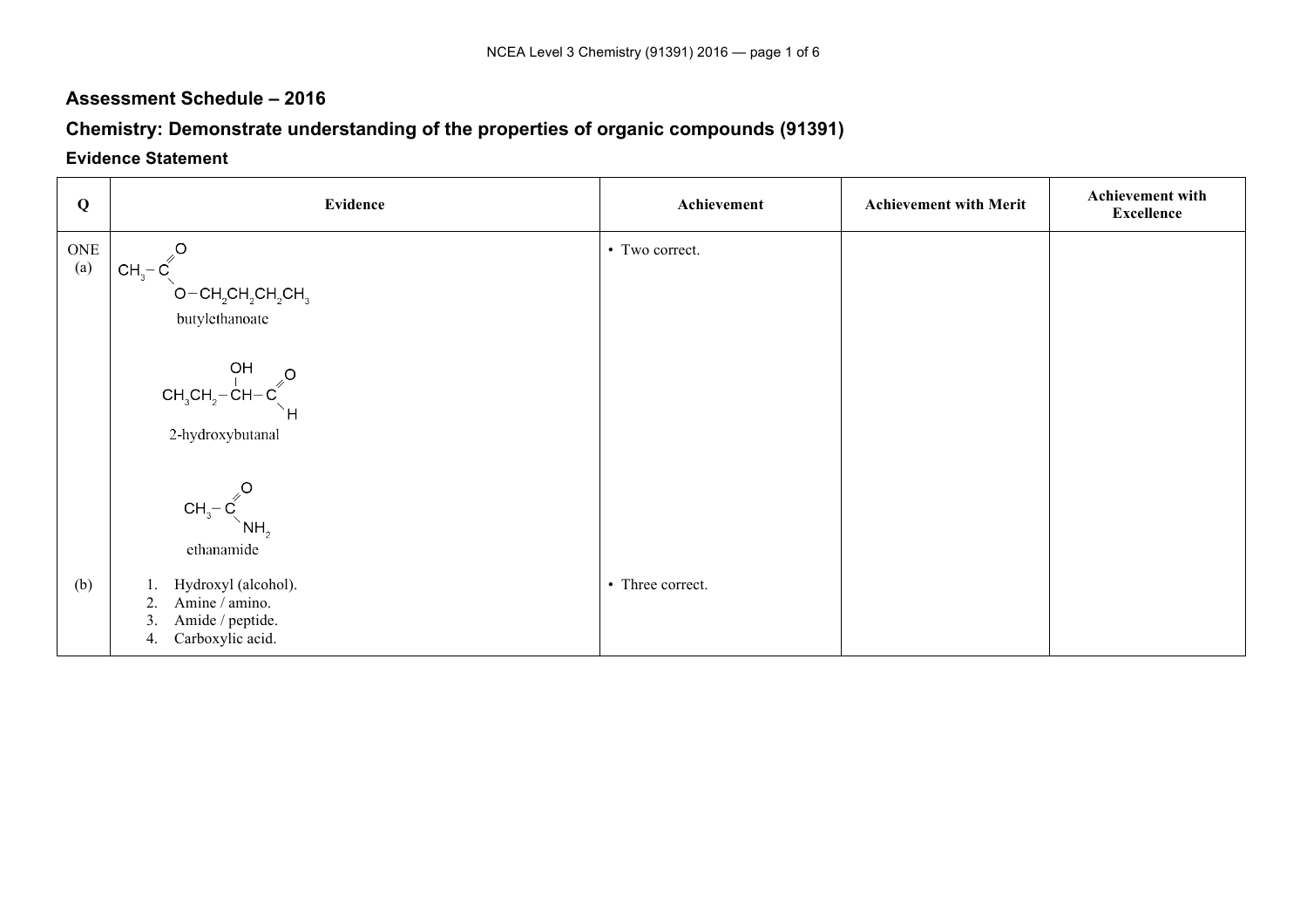## Assessment Schedule – 2016

## Chemistry: Demonstrate understanding of the properties of organic compounds (91391)

### Evidence Statement

| Q | Evidence | Achievement | Achievement with Merit | Achievement with Excellence |
|---|---|---|---|---|
| ONE (a) | $CH_3-C(=O)-O-CH_2CH_2CH_2CH_3$ <br> butylethanoate <br><br> $CH_3CH_2-CH(OH)-C(=O)H$ <br> 2-hydroxybutanal <br><br> $CH_3-C(=O)-NH_2$ <br> ethanamide | • Two correct. | | |
| (b) | 1. Hydroxyl (alcohol). <br> 2. Amine / amino. <br> 3. Amide / peptide. <br> 4. Carboxylic acid. | • Three correct. | | |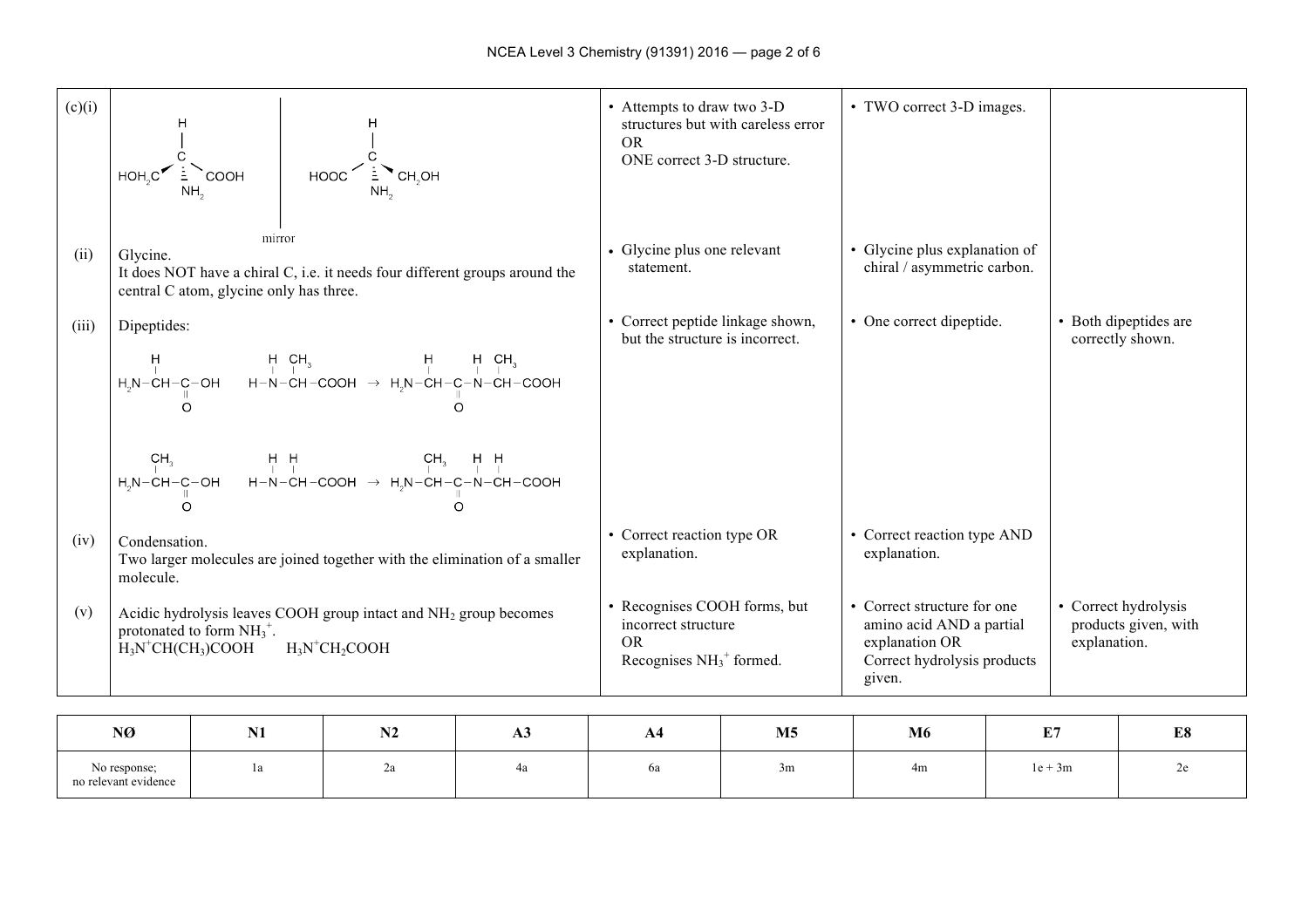| | | | | |
|---|---|---|---|---|
| (c)(i) | Two 3-D structures drawn as mirror images across a vertical mirror line. Left: central C bonded to H (up), $HOH_2C$ (wedge, left), COOH (right), $NH_2$ (hashed, down). Right: central C bonded to H (up), HOOC (left), $CH_2OH$ (wedge, right), $NH_2$ (hashed, down). Label: mirror | • Attempts to draw two 3-D structures but with careless error OR ONE correct 3-D structure. | • TWO correct 3-D images. | |
| (ii) | Glycine. It does NOT have a chiral C, i.e. it needs four different groups around the central C atom, glycine only has three. | • Glycine plus one relevant statement. | • Glycine plus explanation of chiral / asymmetric carbon. | |
| (iii) | Dipeptides: $H_2N-CH(H)-C(=O)-OH$ + $H-N(H)-CH(CH_3)-COOH$ → $H_2N-CH(H)-C(=O)-N(H)-CH(CH_3)-COOH$ <br> $H_2N-CH(CH_3)-C(=O)-OH$ + $H-N(H)-CH(H)-COOH$ → $H_2N-CH(CH_3)-C(=O)-N(H)-CH(H)-COOH$ | • Correct peptide linkage shown, but the structure is incorrect. | • One correct dipeptide. | • Both dipeptides are correctly shown. |
| (iv) | Condensation. Two larger molecules are joined together with the elimination of a smaller molecule. | • Correct reaction type OR explanation. | • Correct reaction type AND explanation. | |
| (v) | Acidic hydrolysis leaves COOH group intact and $NH_2$ group becomes protonated to form $NH_3^+$. $H_3N^+CH(CH_3)COOH$ $H_3N^+CH_2COOH$ | • Recognises COOH forms, but incorrect structure OR Recognises $NH_3^+$ formed. | • Correct structure for one amino acid AND a partial explanation OR Correct hydrolysis products given. | • Correct hydrolysis products given, with explanation. |

| NØ | N1 | N2 | A3 | A4 | M5 | M6 | E7 | E8 |
|---|---|---|---|---|---|---|---|---|
| No response; no relevant evidence | 1a | 2a | 4a | 6a | 3m | 4m | 1e + 3m | 2e |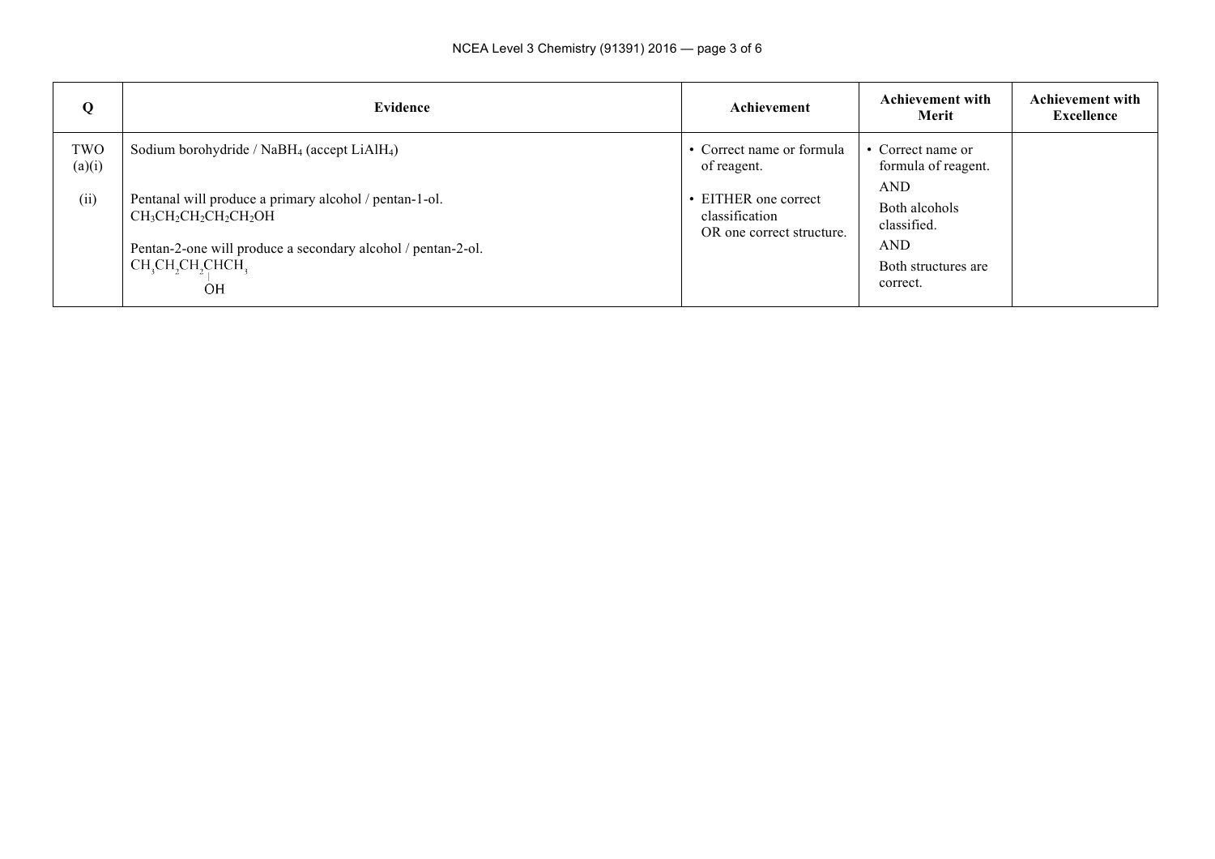| Q | Evidence | Achievement | Achievement with Merit | Achievement with Excellence |
|---|---|---|---|---|
| TWO (a)(i) | Sodium borohydride / $NaBH_4$ (accept $LiAlH_4$) | • Correct name or formula of reagent. | • Correct name or formula of reagent. | |
| (ii) | Pentanal will produce a primary alcohol / pentan-1-ol. $CH_3CH_2CH_2CH_2CH_2OH$<br><br>Pentan-2-one will produce a secondary alcohol / pentan-2-ol. $CH_3CH_2CH_2CH(OH)CH_3$ | • EITHER one correct classification OR one correct structure. | AND<br>Both alcohols classified.<br>AND<br>Both structures are correct. | |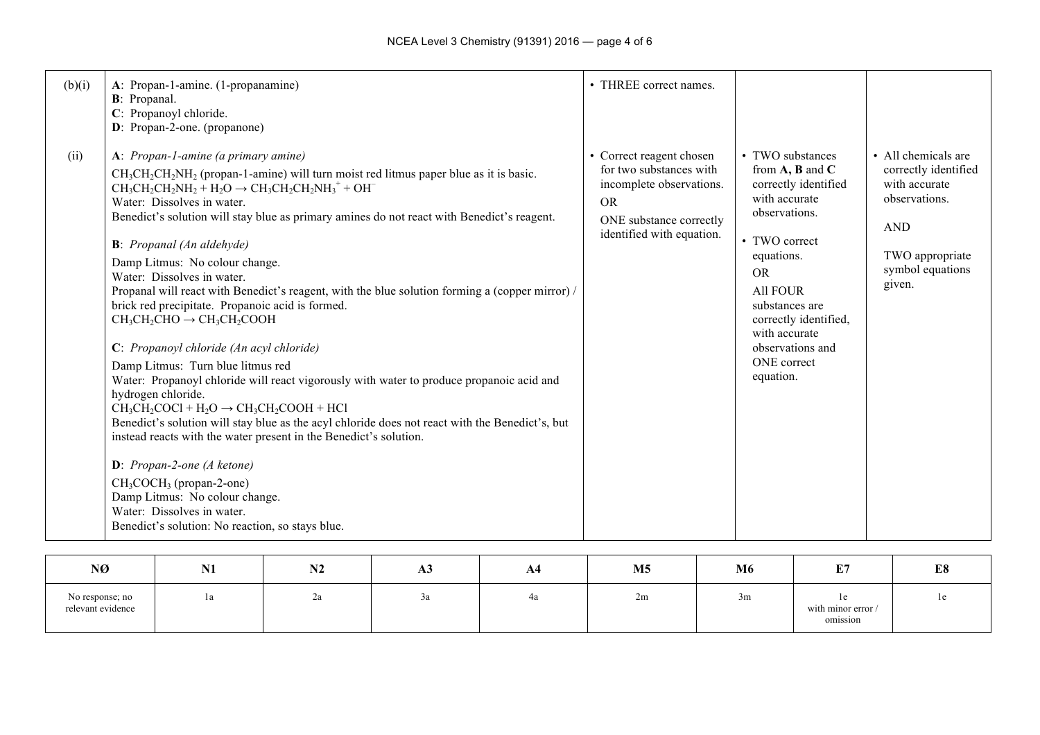| | | | | |
|---|---|---|---|---|
| (b)(i) | **A**: Propan-1-amine. (1-propanamine)<br>**B**: Propanal.<br>**C**: Propanoyl chloride.<br>**D**: Propan-2-one. (propanone) | • THREE correct names. | | |
| (ii) | **A**: *Propan-1-amine (a primary amine)*<br>$CH_3CH_2CH_2NH_2$ (propan-1-amine) will turn moist red litmus paper blue as it is basic.<br>$CH_3CH_2CH_2NH_2 + H_2O \rightarrow CH_3CH_2CH_2NH_3^+ + OH^-$<br>Water: Dissolves in water.<br>Benedict's solution will stay blue as primary amines do not react with Benedict's reagent.<br><br>**B**: *Propanal (An aldehyde)*<br>Damp Litmus: No colour change.<br>Water: Dissolves in water.<br>Propanal will react with Benedict's reagent, with the blue solution forming a (copper mirror) / brick red precipitate. Propanoic acid is formed.<br>$CH_3CH_2CHO \rightarrow CH_3CH_2COOH$<br><br>**C**: *Propanoyl chloride (An acyl chloride)*<br>Damp Litmus: Turn blue litmus red<br>Water: Propanoyl chloride will react vigorously with water to produce propanoic acid and hydrogen chloride.<br>$CH_3CH_2COCl + H_2O \rightarrow CH_3CH_2COOH + HCl$<br>Benedict's solution will stay blue as the acyl chloride does not react with the Benedict's, but instead reacts with the water present in the Benedict's solution.<br><br>**D**: *Propan-2-one (A ketone)*<br>$CH_3COCH_3$ (propan-2-one)<br>Damp Litmus: No colour change.<br>Water: Dissolves in water.<br>Benedict's solution: No reaction, so stays blue. | • Correct reagent chosen for two substances with incomplete observations.<br>OR<br>ONE substance correctly identified with equation. | • TWO substances from **A, B** and **C** correctly identified with accurate observations.<br><br>• TWO correct equations.<br>OR<br>All FOUR substances are correctly identified, with accurate observations and ONE correct equation. | • All chemicals are correctly identified with accurate observations.<br><br>AND<br><br>TWO appropriate symbol equations given. |

| NØ | N1 | N2 | A3 | A4 | M5 | M6 | E7 | E8 |
|---|---|---|---|---|---|---|---|---|
| No response; no relevant evidence | 1a | 2a | 3a | 4a | 2m | 3m | 1e with minor error / omission | 1e |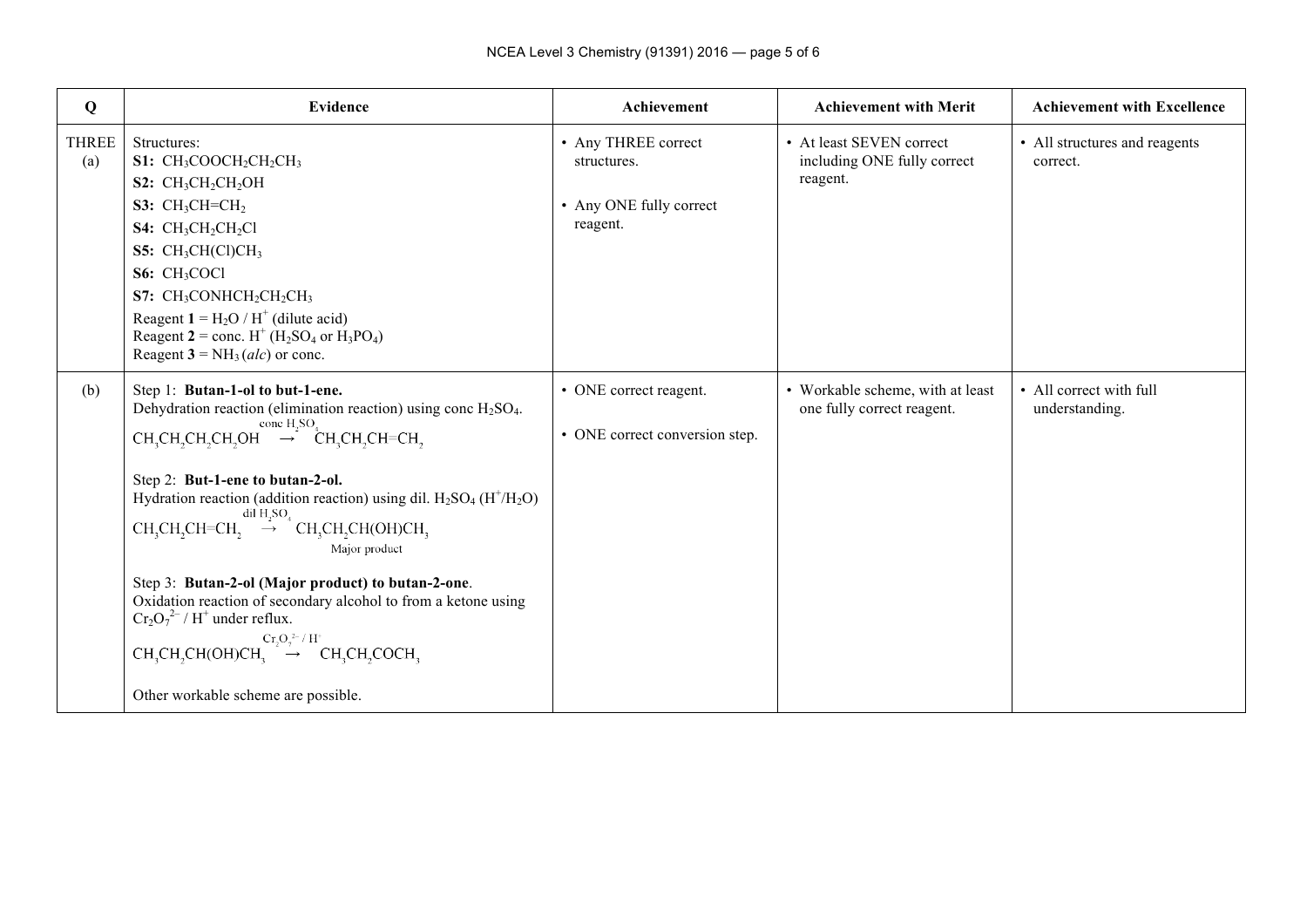| Q | Evidence | Achievement | Achievement with Merit | Achievement with Excellence |
|---|---|---|---|---|
| THREE (a) | Structures:<br>**S1:** $CH_3COOCH_2CH_2CH_3$<br>**S2:** $CH_3CH_2CH_2OH$<br>**S3:** $CH_3CH{=}CH_2$<br>**S4:** $CH_3CH_2CH_2Cl$<br>**S5:** $CH_3CH(Cl)CH_3$<br>**S6:** $CH_3COCl$<br>**S7:** $CH_3CONHCH_2CH_2CH_3$<br>Reagent **1** = $H_2O$ / $H^+$ (dilute acid)<br>Reagent **2** = conc. $H^+$ ($H_2SO_4$ or $H_3PO_4$)<br>Reagent **3** = $NH_3$ (*alc*) or conc. | • Any THREE correct structures.<br><br>• Any ONE fully correct reagent. | • At least SEVEN correct including ONE fully correct reagent. | • All structures and reagents correct. |
| (b) | Step 1: **Butan-1-ol to but-1-ene.**<br>Dehydration reaction (elimination reaction) using conc $H_2SO_4$.<br>$CH_3CH_2CH_2CH_2OH \xrightarrow{\text{conc } H_2SO_4} CH_3CH_2CH{=}CH_2$<br><br>Step 2: **But-1-ene to butan-2-ol.**<br>Hydration reaction (addition reaction) using dil. $H_2SO_4$ ($H^+/H_2O$)<br>$CH_3CH_2CH{=}CH_2 \xrightarrow{\text{dil } H_2SO_4} CH_3CH_2CH(OH)CH_3$<br>Major product<br><br>Step 3: **Butan-2-ol (Major product) to butan-2-one**.<br>Oxidation reaction of secondary alcohol to from a ketone using $Cr_2O_7^{2-}$ / $H^+$ under reflux.<br>$CH_3CH_2CH(OH)CH_3 \xrightarrow{Cr_2O_7^{2-} / H^+} CH_3CH_2COCH_3$<br><br>Other workable scheme are possible. | • ONE correct reagent.<br><br>• ONE correct conversion step. | • Workable scheme, with at least one fully correct reagent. | • All correct with full understanding. |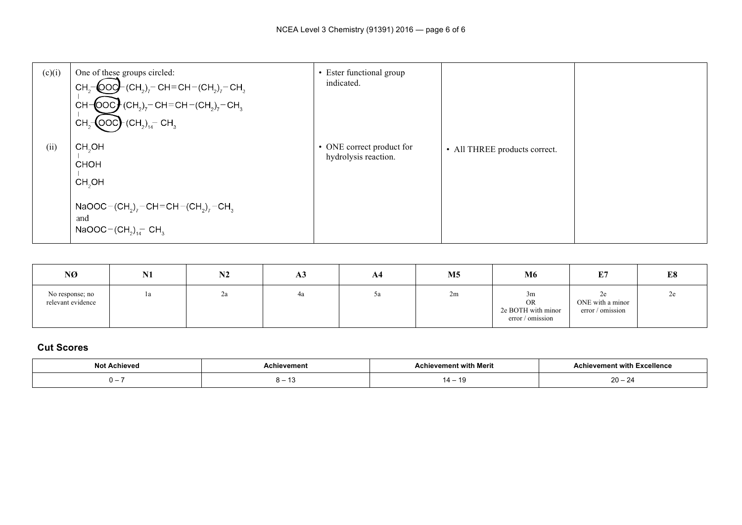| | | | | |
|---|---|---|---|---|
| (c)(i) | One of these groups circled:<br>$CH_2-(OOC)-(CH_2)_7-CH=CH-(CH_2)_7-CH_3$<br>\|<br>$CH-(OOC)-(CH_2)_7-CH=CH-(CH_2)_7-CH_3$<br>\|<br>$CH_2-(OOC)-(CH_2)_{14}-CH_3$ | • Ester functional group indicated. | | |
| (ii) | $CH_2OH$<br>\|<br>$CHOH$<br>\|<br>$CH_2OH$<br><br>$NaOOC-(CH_2)_7-CH=CH-(CH_2)_7-CH_3$<br>and<br>$NaOOC-(CH_2)_{14}-CH_3$ | • ONE correct product for hydrolysis reaction. | • All THREE products correct. | |

| NØ | N1 | N2 | A3 | A4 | M5 | M6 | E7 | E8 |
|---|---|---|---|---|---|---|---|---|
| No response; no relevant evidence | 1a | 2a | 4a | 5a | 2m | 3m<br>OR<br>2e BOTH with minor error / omission | 2e<br>ONE with a minor error / omission | 2e |

## Cut Scores

| Not Achieved | Achievement | Achievement with Merit | Achievement with Excellence |
|---|---|---|---|
| 0 – 7 | 8 – 13 | 14 – 19 | 20 – 24 |